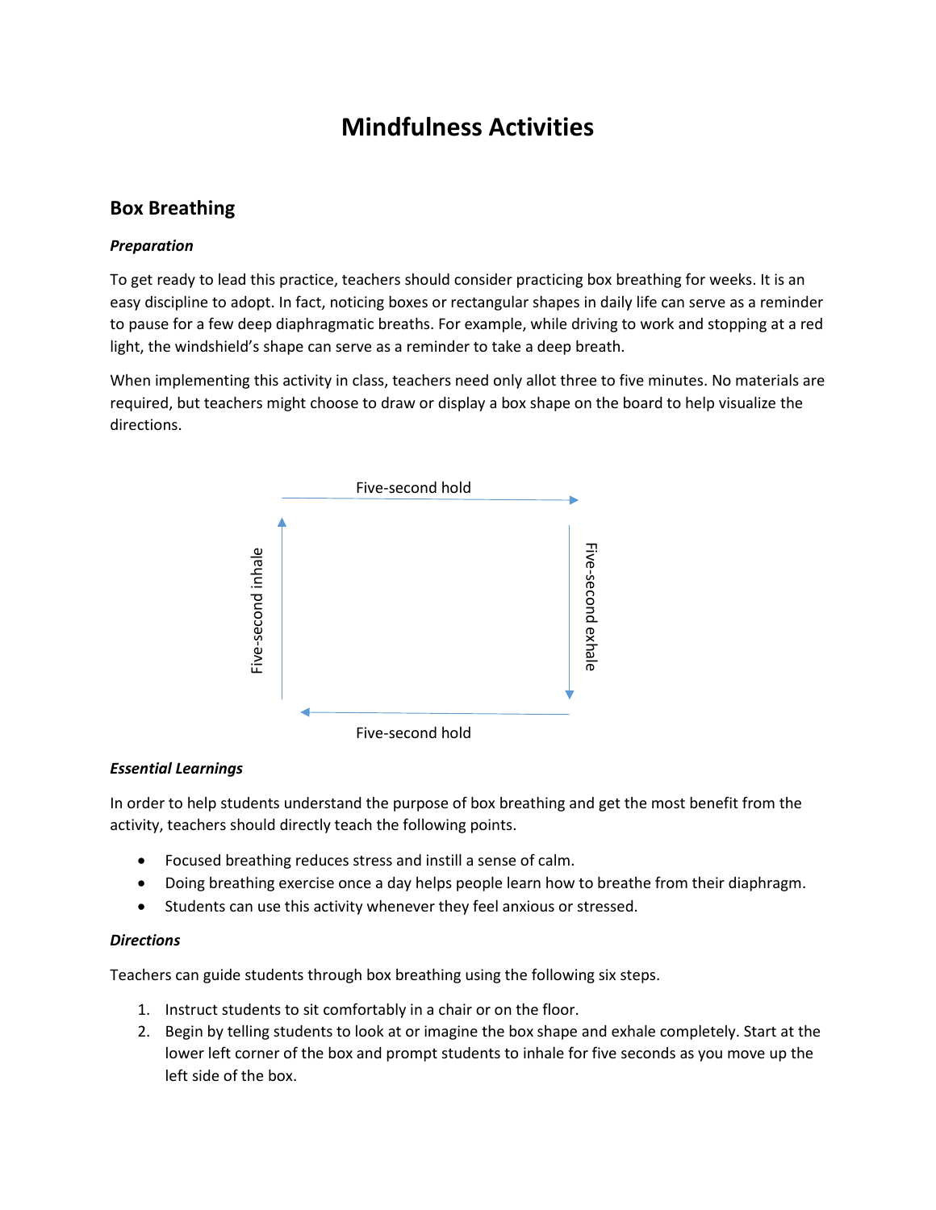# Mindfulness Activities

## Box Breathing

### *Preparation*

To get ready to lead this practice, teachers should consider practicing box breathing for weeks. It is an easy discipline to adopt. In fact, noticing boxes or rectangular shapes in daily life can serve as a reminder to pause for a few deep diaphragmatic breaths. For example, while driving to work and stopping at a red light, the windshield's shape can serve as a reminder to take a deep breath.

When implementing this activity in class, teachers need only allot three to five minutes. No materials are required, but teachers might choose to draw or display a box shape on the board to help visualize the directions.

Five-second hold

Five-second inhale

Five-second exhale

Five-second hold

### *Essential Learnings*

In order to help students understand the purpose of box breathing and get the most benefit from the activity, teachers should directly teach the following points.

- Focused breathing reduces stress and instill a sense of calm.
- Doing breathing exercise once a day helps people learn how to breathe from their diaphragm.
- Students can use this activity whenever they feel anxious or stressed.

### *Directions*

Teachers can guide students through box breathing using the following six steps.

1. Instruct students to sit comfortably in a chair or on the floor.
2. Begin by telling students to look at or imagine the box shape and exhale completely. Start at the lower left corner of the box and prompt students to inhale for five seconds as you move up the left side of the box.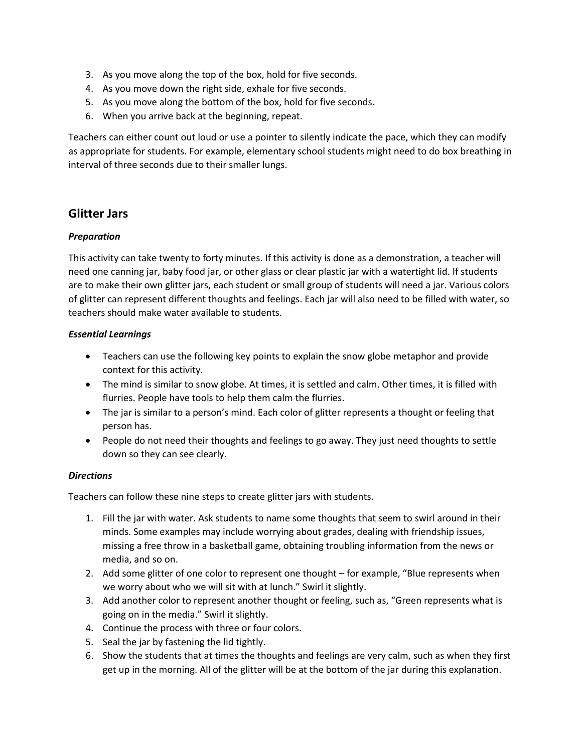3. As you move along the top of the box, hold for five seconds.
4. As you move down the right side, exhale for five seconds.
5. As you move along the bottom of the box, hold for five seconds.
6. When you arrive back at the beginning, repeat.

Teachers can either count out loud or use a pointer to silently indicate the pace, which they can modify as appropriate for students. For example, elementary school students might need to do box breathing in interval of three seconds due to their smaller lungs.

## Glitter Jars

### *Preparation*

This activity can take twenty to forty minutes. If this activity is done as a demonstration, a teacher will need one canning jar, baby food jar, or other glass or clear plastic jar with a watertight lid. If students are to make their own glitter jars, each student or small group of students will need a jar. Various colors of glitter can represent different thoughts and feelings. Each jar will also need to be filled with water, so teachers should make water available to students.

### *Essential Learnings*

- Teachers can use the following key points to explain the snow globe metaphor and provide context for this activity.
- The mind is similar to snow globe. At times, it is settled and calm. Other times, it is filled with flurries. People have tools to help them calm the flurries.
- The jar is similar to a person's mind. Each color of glitter represents a thought or feeling that person has.
- People do not need their thoughts and feelings to go away. They just need thoughts to settle down so they can see clearly.

### *Directions*

Teachers can follow these nine steps to create glitter jars with students.

1. Fill the jar with water. Ask students to name some thoughts that seem to swirl around in their minds. Some examples may include worrying about grades, dealing with friendship issues, missing a free throw in a basketball game, obtaining troubling information from the news or media, and so on.
2. Add some glitter of one color to represent one thought – for example, "Blue represents when we worry about who we will sit with at lunch." Swirl it slightly.
3. Add another color to represent another thought or feeling, such as, "Green represents what is going on in the media." Swirl it slightly.
4. Continue the process with three or four colors.
5. Seal the jar by fastening the lid tightly.
6. Show the students that at times the thoughts and feelings are very calm, such as when they first get up in the morning. All of the glitter will be at the bottom of the jar during this explanation.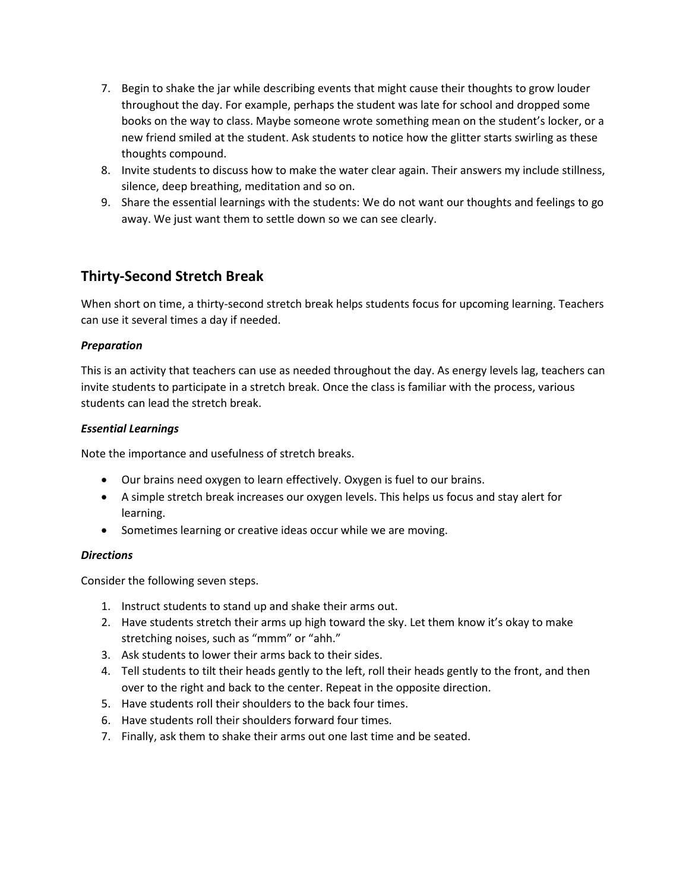7. Begin to shake the jar while describing events that might cause their thoughts to grow louder throughout the day. For example, perhaps the student was late for school and dropped some books on the way to class. Maybe someone wrote something mean on the student's locker, or a new friend smiled at the student. Ask students to notice how the glitter starts swirling as these thoughts compound.
8. Invite students to discuss how to make the water clear again. Their answers my include stillness, silence, deep breathing, meditation and so on.
9. Share the essential learnings with the students: We do not want our thoughts and feelings to go away. We just want them to settle down so we can see clearly.

## Thirty-Second Stretch Break

When short on time, a thirty-second stretch break helps students focus for upcoming learning. Teachers can use it several times a day if needed.

### *Preparation*

This is an activity that teachers can use as needed throughout the day. As energy levels lag, teachers can invite students to participate in a stretch break. Once the class is familiar with the process, various students can lead the stretch break.

### *Essential Learnings*

Note the importance and usefulness of stretch breaks.

- Our brains need oxygen to learn effectively. Oxygen is fuel to our brains.
- A simple stretch break increases our oxygen levels. This helps us focus and stay alert for learning.
- Sometimes learning or creative ideas occur while we are moving.

### *Directions*

Consider the following seven steps.

1. Instruct students to stand up and shake their arms out.
2. Have students stretch their arms up high toward the sky. Let them know it's okay to make stretching noises, such as "mmm" or "ahh."
3. Ask students to lower their arms back to their sides.
4. Tell students to tilt their heads gently to the left, roll their heads gently to the front, and then over to the right and back to the center. Repeat in the opposite direction.
5. Have students roll their shoulders to the back four times.
6. Have students roll their shoulders forward four times.
7. Finally, ask them to shake their arms out one last time and be seated.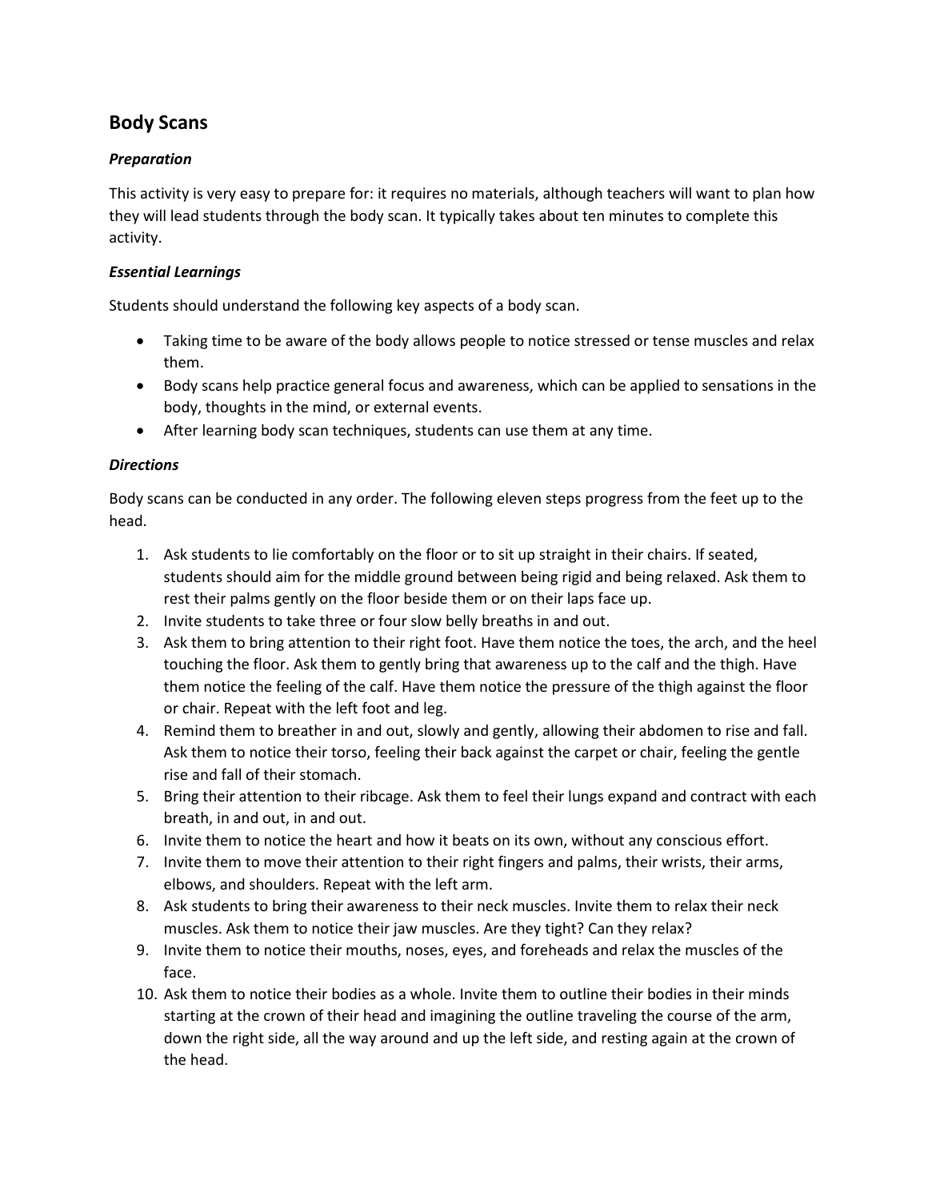## Body Scans

### *Preparation*

This activity is very easy to prepare for: it requires no materials, although teachers will want to plan how they will lead students through the body scan. It typically takes about ten minutes to complete this activity.

### *Essential Learnings*

Students should understand the following key aspects of a body scan.

- Taking time to be aware of the body allows people to notice stressed or tense muscles and relax them.
- Body scans help practice general focus and awareness, which can be applied to sensations in the body, thoughts in the mind, or external events.
- After learning body scan techniques, students can use them at any time.

### *Directions*

Body scans can be conducted in any order. The following eleven steps progress from the feet up to the head.

1. Ask students to lie comfortably on the floor or to sit up straight in their chairs. If seated, students should aim for the middle ground between being rigid and being relaxed. Ask them to rest their palms gently on the floor beside them or on their laps face up.
2. Invite students to take three or four slow belly breaths in and out.
3. Ask them to bring attention to their right foot. Have them notice the toes, the arch, and the heel touching the floor. Ask them to gently bring that awareness up to the calf and the thigh. Have them notice the feeling of the calf. Have them notice the pressure of the thigh against the floor or chair. Repeat with the left foot and leg.
4. Remind them to breather in and out, slowly and gently, allowing their abdomen to rise and fall. Ask them to notice their torso, feeling their back against the carpet or chair, feeling the gentle rise and fall of their stomach.
5. Bring their attention to their ribcage. Ask them to feel their lungs expand and contract with each breath, in and out, in and out.
6. Invite them to notice the heart and how it beats on its own, without any conscious effort.
7. Invite them to move their attention to their right fingers and palms, their wrists, their arms, elbows, and shoulders. Repeat with the left arm.
8. Ask students to bring their awareness to their neck muscles. Invite them to relax their neck muscles. Ask them to notice their jaw muscles. Are they tight? Can they relax?
9. Invite them to notice their mouths, noses, eyes, and foreheads and relax the muscles of the face.
10. Ask them to notice their bodies as a whole. Invite them to outline their bodies in their minds starting at the crown of their head and imagining the outline traveling the course of the arm, down the right side, all the way around and up the left side, and resting again at the crown of the head.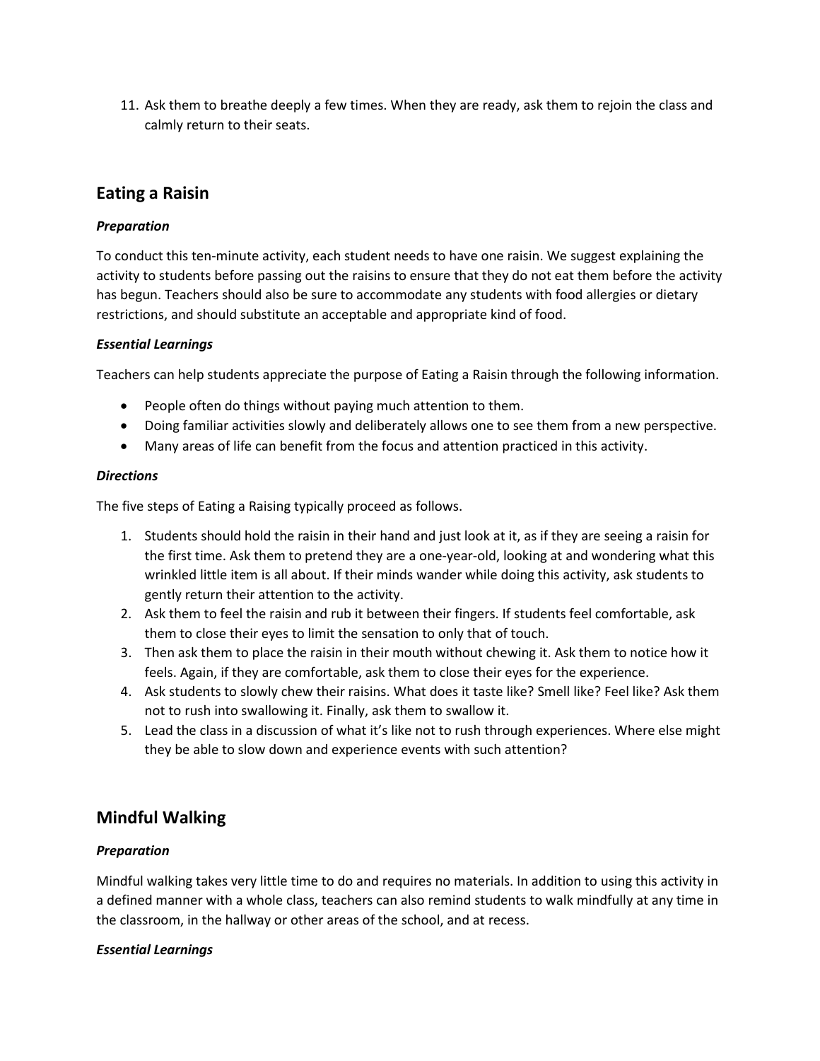11. Ask them to breathe deeply a few times. When they are ready, ask them to rejoin the class and calmly return to their seats.

## Eating a Raisin

### *Preparation*

To conduct this ten-minute activity, each student needs to have one raisin. We suggest explaining the activity to students before passing out the raisins to ensure that they do not eat them before the activity has begun. Teachers should also be sure to accommodate any students with food allergies or dietary restrictions, and should substitute an acceptable and appropriate kind of food.

### *Essential Learnings*

Teachers can help students appreciate the purpose of Eating a Raisin through the following information.

- People often do things without paying much attention to them.
- Doing familiar activities slowly and deliberately allows one to see them from a new perspective.
- Many areas of life can benefit from the focus and attention practiced in this activity.

### *Directions*

The five steps of Eating a Raising typically proceed as follows.

1. Students should hold the raisin in their hand and just look at it, as if they are seeing a raisin for the first time. Ask them to pretend they are a one-year-old, looking at and wondering what this wrinkled little item is all about. If their minds wander while doing this activity, ask students to gently return their attention to the activity.
2. Ask them to feel the raisin and rub it between their fingers. If students feel comfortable, ask them to close their eyes to limit the sensation to only that of touch.
3. Then ask them to place the raisin in their mouth without chewing it. Ask them to notice how it feels. Again, if they are comfortable, ask them to close their eyes for the experience.
4. Ask students to slowly chew their raisins. What does it taste like? Smell like? Feel like? Ask them not to rush into swallowing it. Finally, ask them to swallow it.
5. Lead the class in a discussion of what it's like not to rush through experiences. Where else might they be able to slow down and experience events with such attention?

## Mindful Walking

### *Preparation*

Mindful walking takes very little time to do and requires no materials. In addition to using this activity in a defined manner with a whole class, teachers can also remind students to walk mindfully at any time in the classroom, in the hallway or other areas of the school, and at recess.

### *Essential Learnings*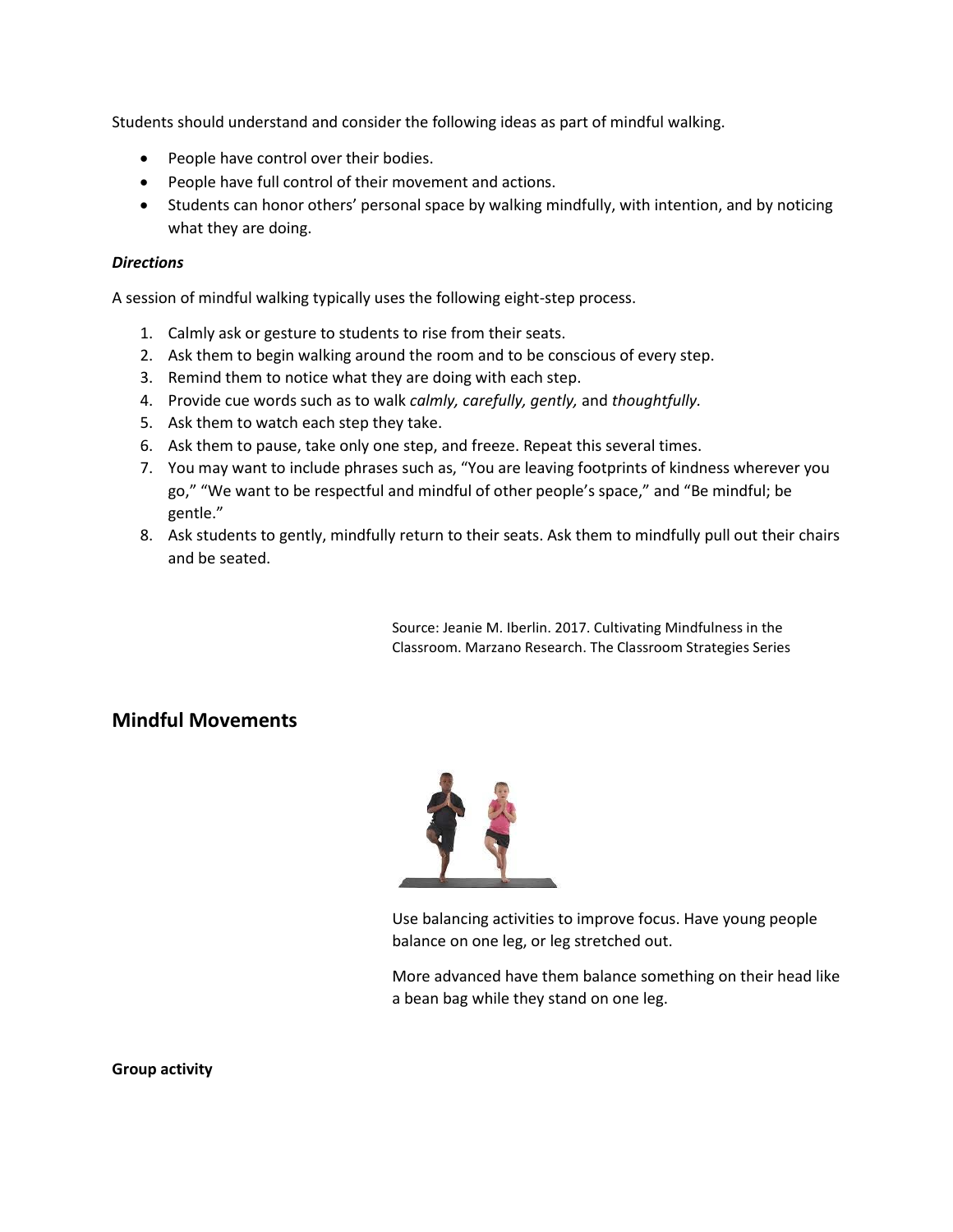Students should understand and consider the following ideas as part of mindful walking.

- People have control over their bodies.
- People have full control of their movement and actions.
- Students can honor others' personal space by walking mindfully, with intention, and by noticing what they are doing.

***Directions***

A session of mindful walking typically uses the following eight-step process.

1. Calmly ask or gesture to students to rise from their seats.
2. Ask them to begin walking around the room and to be conscious of every step.
3. Remind them to notice what they are doing with each step.
4. Provide cue words such as to walk *calmly, carefully, gently,* and *thoughtfully.*
5. Ask them to watch each step they take.
6. Ask them to pause, take only one step, and freeze. Repeat this several times.
7. You may want to include phrases such as, "You are leaving footprints of kindness wherever you go," "We want to be respectful and mindful of other people's space," and "Be mindful; be gentle."
8. Ask students to gently, mindfully return to their seats. Ask them to mindfully pull out their chairs and be seated.

Source: Jeanie M. Iberlin. 2017. Cultivating Mindfulness in the Classroom. Marzano Research. The Classroom Strategies Series

## Mindful Movements

Use balancing activities to improve focus. Have young people balance on one leg, or leg stretched out.

More advanced have them balance something on their head like a bean bag while they stand on one leg.

**Group activity**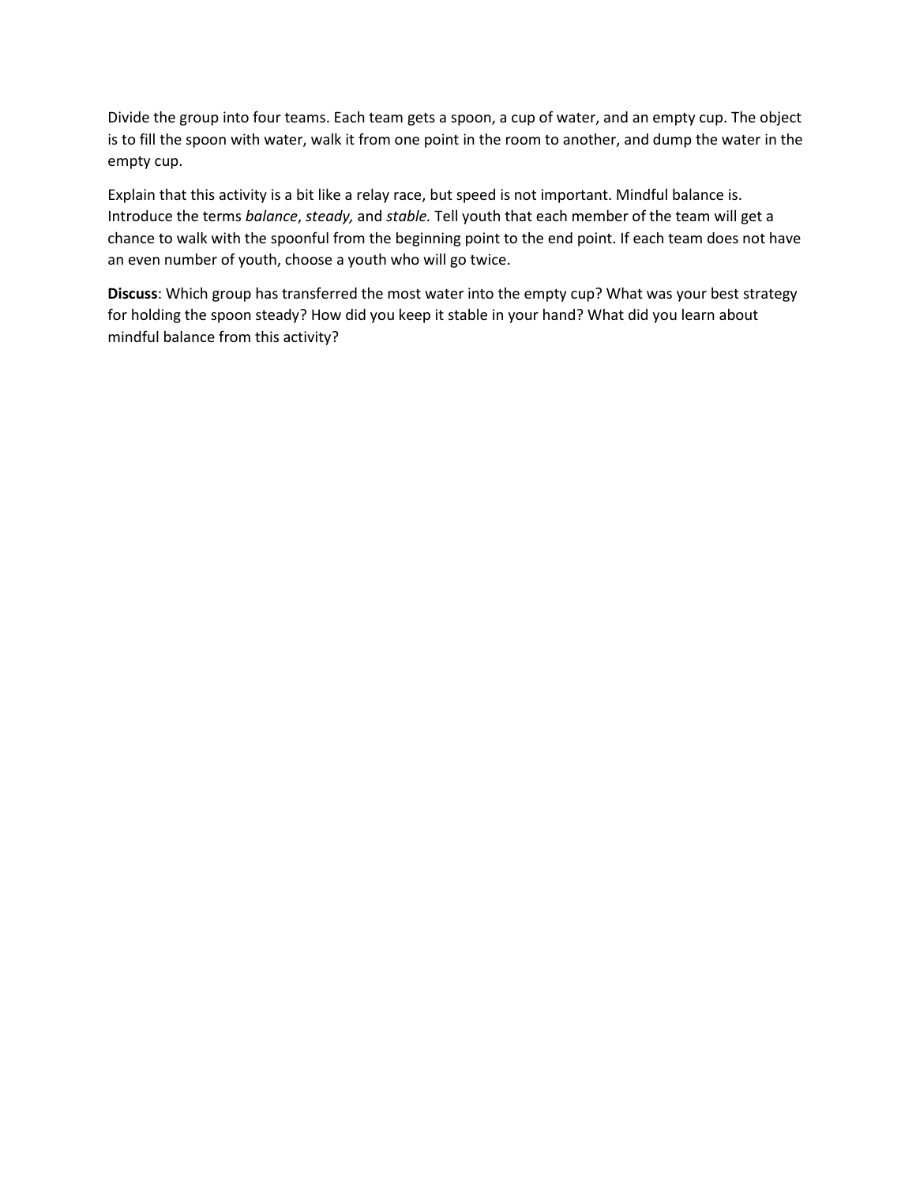Divide the group into four teams. Each team gets a spoon, a cup of water, and an empty cup. The object is to fill the spoon with water, walk it from one point in the room to another, and dump the water in the empty cup.

Explain that this activity is a bit like a relay race, but speed is not important. Mindful balance is. Introduce the terms *balance*, *steady,* and *stable.* Tell youth that each member of the team will get a chance to walk with the spoonful from the beginning point to the end point. If each team does not have an even number of youth, choose a youth who will go twice.

**Discuss**: Which group has transferred the most water into the empty cup? What was your best strategy for holding the spoon steady? How did you keep it stable in your hand? What did you learn about mindful balance from this activity?